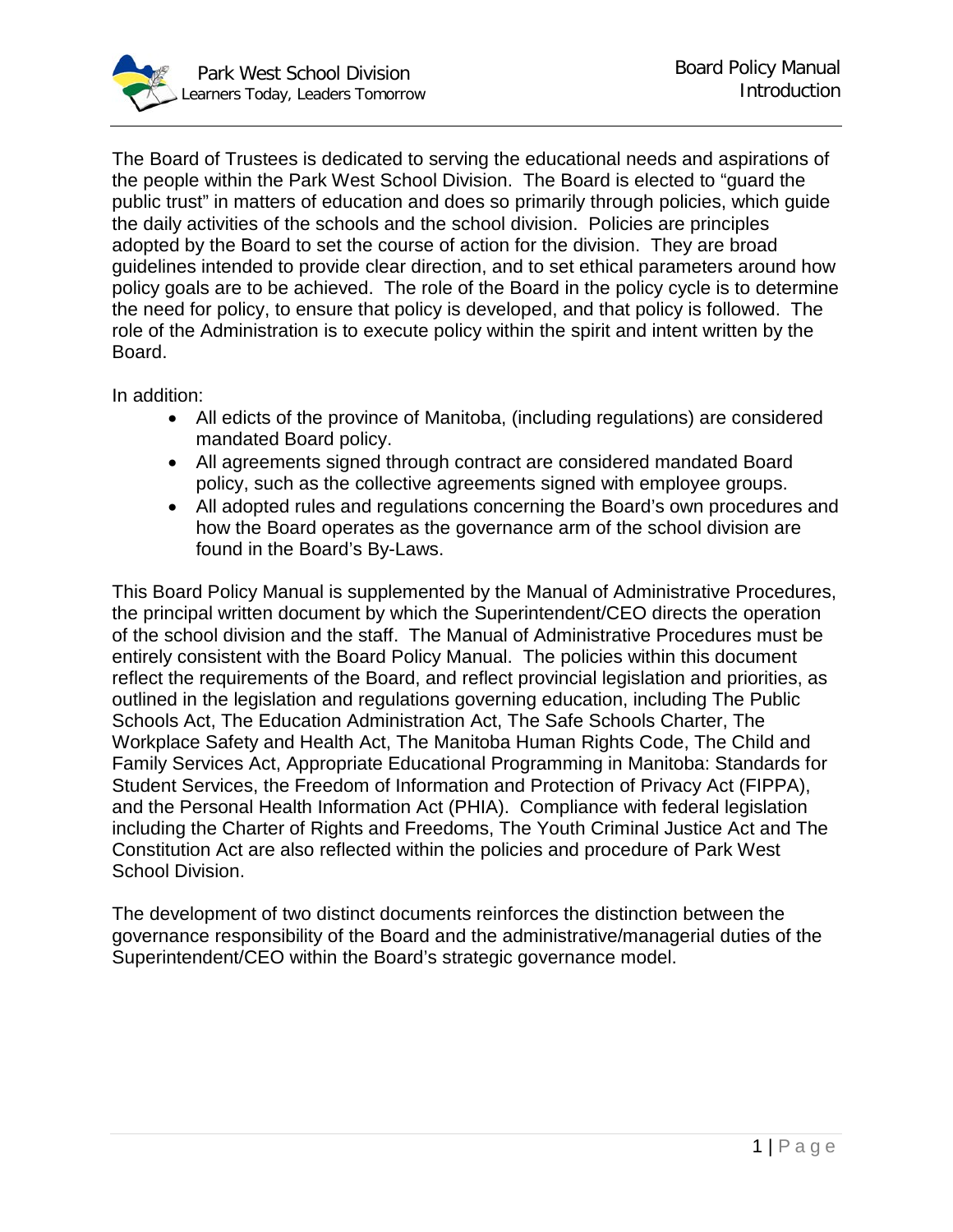The Board of Trustees is dedicated to serving the educational needs and aspirations of the people within the Park West School Division. The Board is elected to "guard the public trust" in matters of education and does so primarily through policies, which guide the daily activities of the schools and the school division. Policies are principles adopted by the Board to set the course of action for the division. They are broad guidelines intended to provide clear direction, and to set ethical parameters around how policy goals are to be achieved. The role of the Board in the policy cycle is to determine the need for policy, to ensure that policy is developed, and that policy is followed. The role of the Administration is to execute policy within the spirit and intent written by the Board.

In addition:

- All edicts of the province of Manitoba, (including regulations) are considered mandated Board policy.
- All agreements signed through contract are considered mandated Board policy, such as the collective agreements signed with employee groups.
- All adopted rules and regulations concerning the Board's own procedures and how the Board operates as the governance arm of the school division are found in the Board's By-Laws.

This Board Policy Manual is supplemented by the Manual of Administrative Procedures, the principal written document by which the Superintendent/CEO directs the operation of the school division and the staff. The Manual of Administrative Procedures must be entirely consistent with the Board Policy Manual. The policies within this document reflect the requirements of the Board, and reflect provincial legislation and priorities, as outlined in the legislation and regulations governing education, including The Public Schools Act, The Education Administration Act, The Safe Schools Charter, The Workplace Safety and Health Act, The Manitoba Human Rights Code, The Child and Family Services Act, Appropriate Educational Programming in Manitoba: Standards for Student Services, the Freedom of Information and Protection of Privacy Act (FIPPA), and the Personal Health Information Act (PHIA). Compliance with federal legislation including the Charter of Rights and Freedoms, The Youth Criminal Justice Act and The Constitution Act are also reflected within the policies and procedure of Park West School Division.

The development of two distinct documents reinforces the distinction between the governance responsibility of the Board and the administrative/managerial duties of the Superintendent/CEO within the Board's strategic governance model.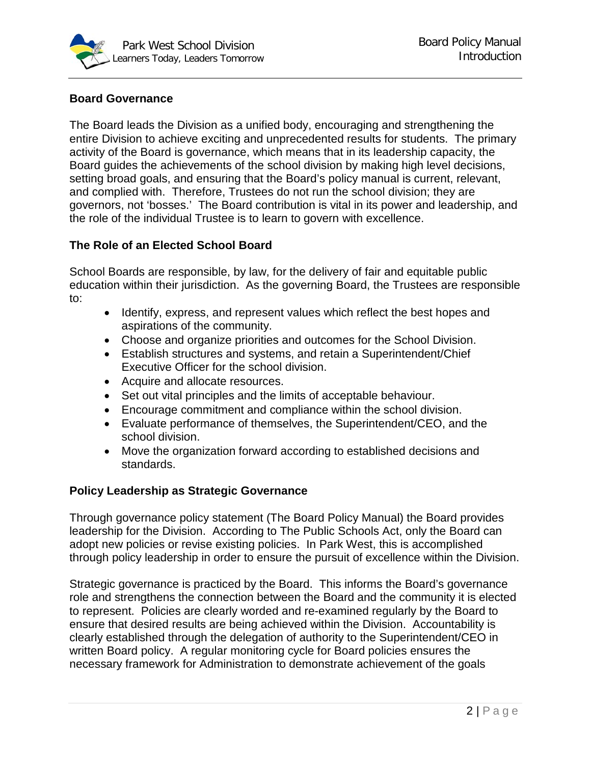## Board Governance

The Board leads the Division as a unified body, encouraging and strengthening the entire Division to achieve exciting and unprecedented results for students. The primary activity of the Board is governance, which means that in its leadership capacity, the Board guides the achievements of the school division by making high level decisions, setting broad goals, and ensuring that the Board's policy manual is current, relevant, and complied with. Therefore, Trustees do not run the school division; they are governors, not 'bosses.' The Board contribution is vital in its power and leadership, and the role of the individual Trustee is to learn to govern with excellence.

## The Role of an Elected School Board

School Boards are responsible, by law, for the delivery of fair and equitable public education within their jurisdiction. As the governing Board, the Trustees are responsible to:

- Identify, express, and represent values which reflect the best hopes and aspirations of the community.
- Choose and organize priorities and outcomes for the School Division.
- Establish structures and systems, and retain a Superintendent/Chief Executive Officer for the school division.
- Acquire and allocate resources.
- Set out vital principles and the limits of acceptable behaviour.
- Encourage commitment and compliance within the school division.
- Evaluate performance of themselves, the Superintendent/CEO, and the school division.
- Move the organization forward according to established decisions and standards.

## Policy Leadership as Strategic Governance

Through governance policy statement (The Board Policy Manual) the Board provides leadership for the Division. According to The Public Schools Act, only the Board can adopt new policies or revise existing policies. In Park West, this is accomplished through policy leadership in order to ensure the pursuit of excellence within the Division.

Strategic governance is practiced by the Board. This informs the Board's governance role and strengthens the connection between the Board and the community it is elected to represent. Policies are clearly worded and re-examined regularly by the Board to ensure that desired results are being achieved within the Division. Accountability is clearly established through the delegation of authority to the Superintendent/CEO in written Board policy. A regular monitoring cycle for Board policies ensures the necessary framework for Administration to demonstrate achievement of the goals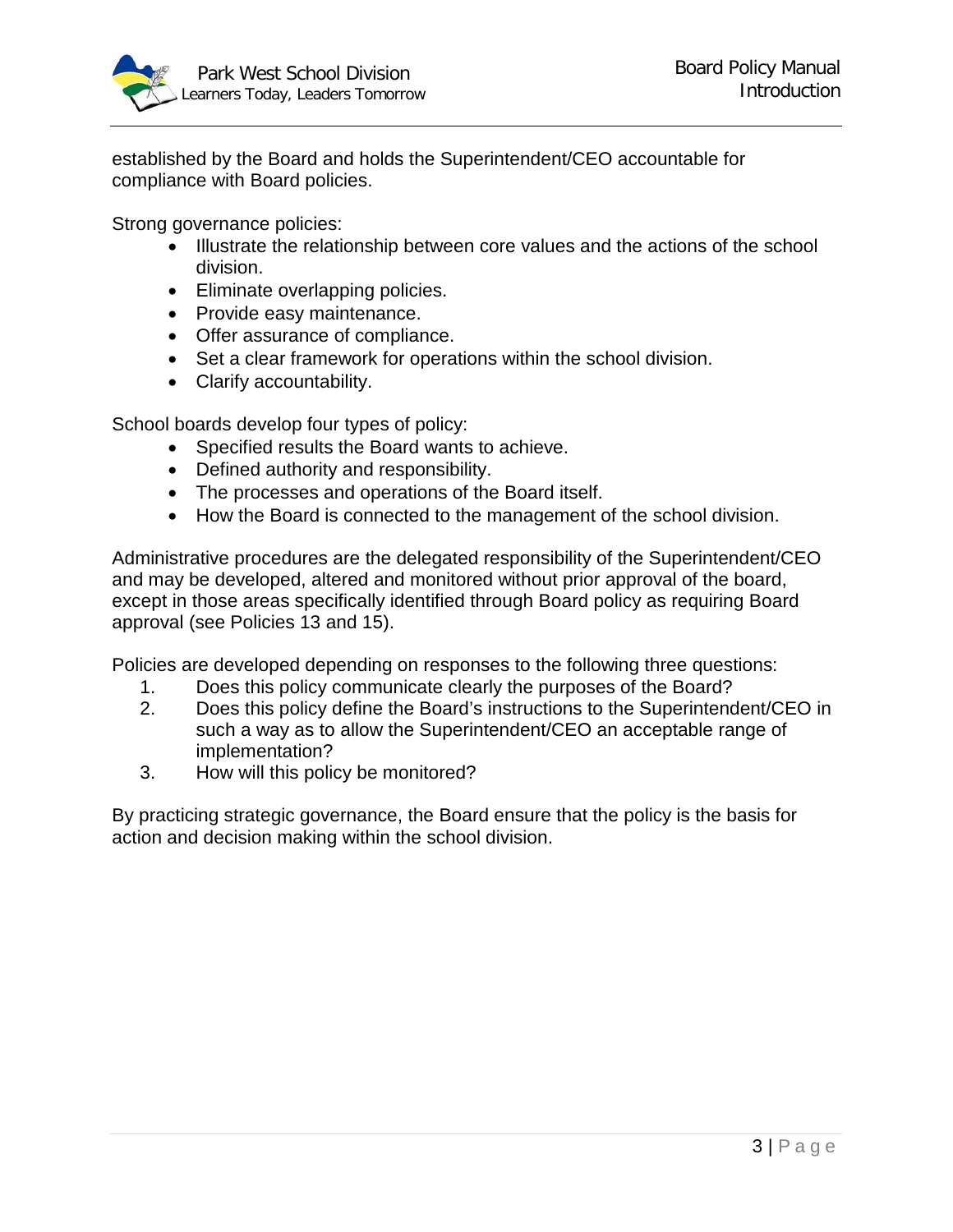established by the Board and holds the Superintendent/CEO accountable for compliance with Board policies.

Strong governance policies:

- Illustrate the relationship between core values and the actions of the school division.
- Eliminate overlapping policies.
- Provide easy maintenance.
- Offer assurance of compliance.
- Set a clear framework for operations within the school division.
- Clarify accountability.

School boards develop four types of policy:

- Specified results the Board wants to achieve.
- Defined authority and responsibility.
- The processes and operations of the Board itself.
- How the Board is connected to the management of the school division.

Administrative procedures are the delegated responsibility of the Superintendent/CEO and may be developed, altered and monitored without prior approval of the board, except in those areas specifically identified through Board policy as requiring Board approval (see Policies 13 and 15).

Policies are developed depending on responses to the following three questions:

1. Does this policy communicate clearly the purposes of the Board?
2. Does this policy define the Board's instructions to the Superintendent/CEO in such a way as to allow the Superintendent/CEO an acceptable range of implementation?
3. How will this policy be monitored?

By practicing strategic governance, the Board ensure that the policy is the basis for action and decision making within the school division.